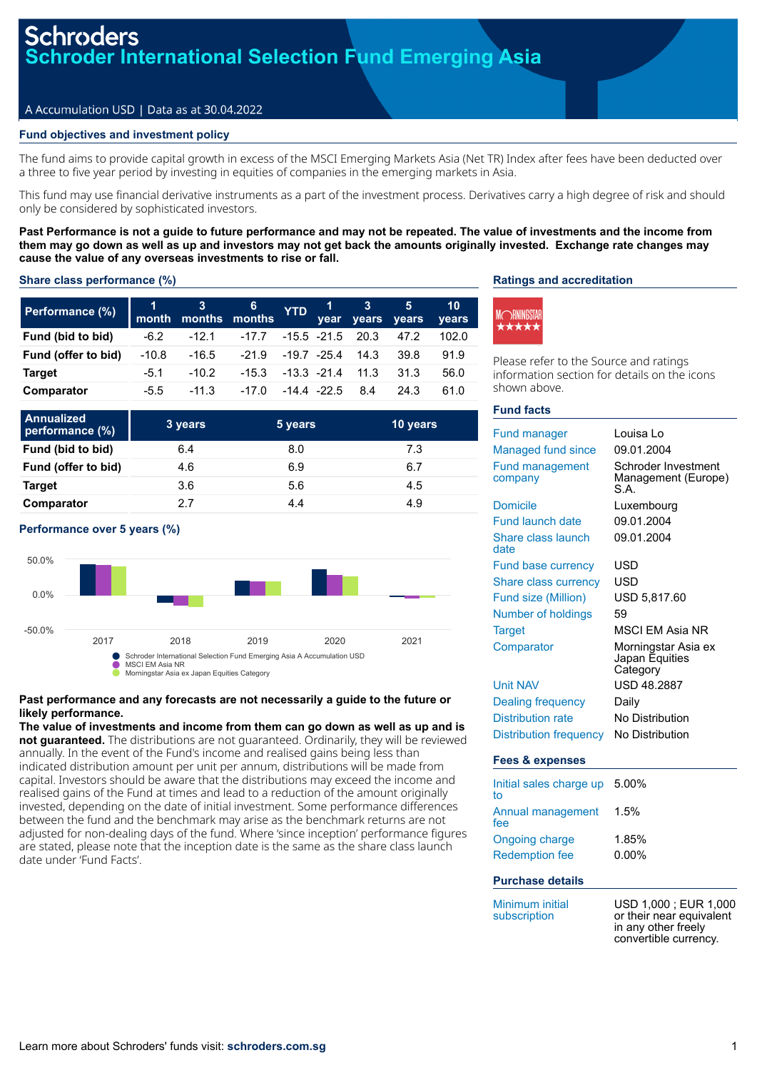# Schroders

# Schroder International Selection Fund Emerging Asia

A Accumulation USD | Data as at 30.04.2022

## Fund objectives and investment policy

The fund aims to provide capital growth in excess of the MSCI Emerging Markets Asia (Net TR) Index after fees have been deducted over a three to five year period by investing in equities of companies in the emerging markets in Asia.

This fund may use financial derivative instruments as a part of the investment process. Derivatives carry a high degree of risk and should only be considered by sophisticated investors.

**Past Performance is not a guide to future performance and may not be repeated. The value of investments and the income from them may go down as well as up and investors may not get back the amounts originally invested. Exchange rate changes may cause the value of any overseas investments to rise or fall.**

## Share class performance (%)

| Performance (%) | 1 month | 3 months | 6 months | YTD | 1 year | 3 years | 5 years | 10 years |
|---|---|---|---|---|---|---|---|---|
| Fund (bid to bid) | -6.2 | -12.1 | -17.7 | -15.5 | -21.5 | 20.3 | 47.2 | 102.0 |
| Fund (offer to bid) | -10.8 | -16.5 | -21.9 | -19.7 | -25.4 | 14.3 | 39.8 | 91.9 |
| Target | -5.1 | -10.2 | -15.3 | -13.3 | -21.4 | 11.3 | 31.3 | 56.0 |
| Comparator | -5.5 | -11.3 | -17.0 | -14.4 | -22.5 | 8.4 | 24.3 | 61.0 |

| Annualized performance (%) | 3 years | 5 years | 10 years |
|---|---|---|---|
| Fund (bid to bid) | 6.4 | 8.0 | 7.3 |
| Fund (offer to bid) | 4.6 | 6.9 | 6.7 |
| Target | 3.6 | 5.6 | 4.5 |
| Comparator | 2.7 | 4.4 | 4.9 |

## Performance over 5 years (%)

- Schroder International Selection Fund Emerging Asia A Accumulation USD
- MSCI EM Asia NR
- Morningstar Asia ex Japan Equities Category

**Past performance and any forecasts are not necessarily a guide to the future or likely performance.**

**The value of investments and income from them can go down as well as up and is not guaranteed.** The distributions are not guaranteed. Ordinarily, they will be reviewed annually. In the event of the Fund's income and realised gains being less than indicated distribution amount per unit per annum, distributions will be made from capital. Investors should be aware that the distributions may exceed the income and realised gains of the Fund at times and lead to a reduction of the amount originally invested, depending on the date of initial investment. Some performance differences between the fund and the benchmark may arise as the benchmark returns are not adjusted for non-dealing days of the fund. Where 'since inception' performance figures are stated, please note that the inception date is the same as the share class launch date under 'Fund Facts'.

## Ratings and accreditation

Morningstar ★★★★★

Please refer to the Source and ratings information section for details on the icons shown above.

## Fund facts

| | |
|---|---|
| Fund manager | Louisa Lo |
| Managed fund since | 09.01.2004 |
| Fund management company | Schroder Investment Management (Europe) S.A. |
| Domicile | Luxembourg |
| Fund launch date | 09.01.2004 |
| Share class launch date | 09.01.2004 |
| Fund base currency | USD |
| Share class currency | USD |
| Fund size (Million) | USD 5,817.60 |
| Number of holdings | 59 |
| Target | MSCI EM Asia NR |
| Comparator | Morningstar Asia ex Japan Equities Category |
| Unit NAV | USD 48.2887 |
| Dealing frequency | Daily |
| Distribution rate | No Distribution |
| Distribution frequency | No Distribution |

## Fees & expenses

| | |
|---|---|
| Initial sales charge up to | 5.00% |
| Annual management fee | 1.5% |
| Ongoing charge | 1.85% |
| Redemption fee | 0.00% |

## Purchase details

| | |
|---|---|
| Minimum initial subscription | USD 1,000 ; EUR 1,000 or their near equivalent in any other freely convertible currency. |

Learn more about Schroders' funds visit: **schroders.com.sg**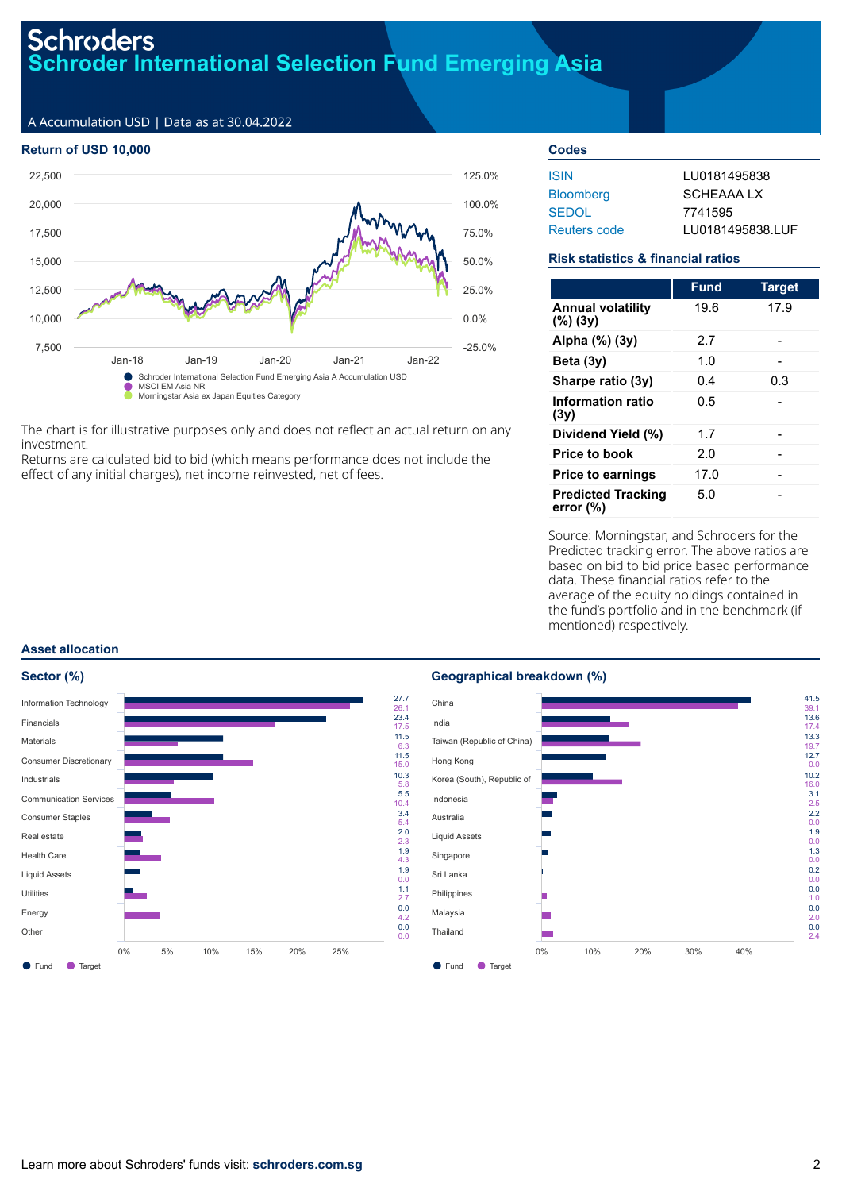# Schroders
## Schroder International Selection Fund Emerging Asia

A Accumulation USD | Data as at 30.04.2022

### Return of USD 10,000

Schroder International Selection Fund Emerging Asia A Accumulation USD
MSCI EM Asia NR
Morningstar Asia ex Japan Equities Category

The chart is for illustrative purposes only and does not reflect an actual return on any investment.
Returns are calculated bid to bid (which means performance does not include the effect of any initial charges), net income reinvested, net of fees.

### Codes

| | |
|---|---|
| ISIN | LU0181495838 |
| Bloomberg | SCHEAAA LX |
| SEDOL | 7741595 |
| Reuters code | LU0181495838.LUF |

### Risk statistics & financial ratios

| | Fund | Target |
|---|---|---|
| **Annual volatility (%) (3y)** | 19.6 | 17.9 |
| **Alpha (%) (3y)** | 2.7 | - |
| **Beta (3y)** | 1.0 | - |
| **Sharpe ratio (3y)** | 0.4 | 0.3 |
| **Information ratio (3y)** | 0.5 | - |
| **Dividend Yield (%)** | 1.7 | - |
| **Price to book** | 2.0 | - |
| **Price to earnings** | 17.0 | - |
| **Predicted Tracking error (%)** | 5.0 | - |

Source: Morningstar, and Schroders for the Predicted tracking error. The above ratios are based on bid to bid price based performance data. These financial ratios refer to the average of the equity holdings contained in the fund's portfolio and in the benchmark (if mentioned) respectively.

### Asset allocation

#### Sector (%)

| Sector | Fund | Target |
|---|---|---|
| Information Technology | 27.7 | 26.1 |
| Financials | 23.4 | 17.5 |
| Materials | 11.5 | 6.3 |
| Consumer Discretionary | 11.5 | 15.0 |
| Industrials | 10.3 | 5.8 |
| Communication Services | 5.5 | 10.4 |
| Consumer Staples | 3.4 | 5.4 |
| Real estate | 2.0 | 2.3 |
| Health Care | 1.9 | 4.3 |
| Liquid Assets | 1.9 | 0.0 |
| Utilities | 1.1 | 2.7 |
| Energy | 0.0 | 4.2 |
| Other | 0.0 | 0.0 |

#### Geographical breakdown (%)

| Country | Fund | Target |
|---|---|---|
| China | 41.5 | 39.1 |
| India | 13.6 | 17.4 |
| Taiwan (Republic of China) | 13.3 | 19.7 |
| Hong Kong | 12.7 | 0.0 |
| Korea (South), Republic of | 10.2 | 16.0 |
| Indonesia | 3.1 | 2.5 |
| Australia | 2.2 | 0.0 |
| Liquid Assets | 1.9 | 0.0 |
| Singapore | 1.3 | 0.0 |
| Sri Lanka | 0.2 | 0.0 |
| Philippines | 0.0 | 1.0 |
| Malaysia | 0.0 | 2.0 |
| Thailand | 0.0 | 2.4 |

Learn more about Schroders' funds visit: **schroders.com.sg**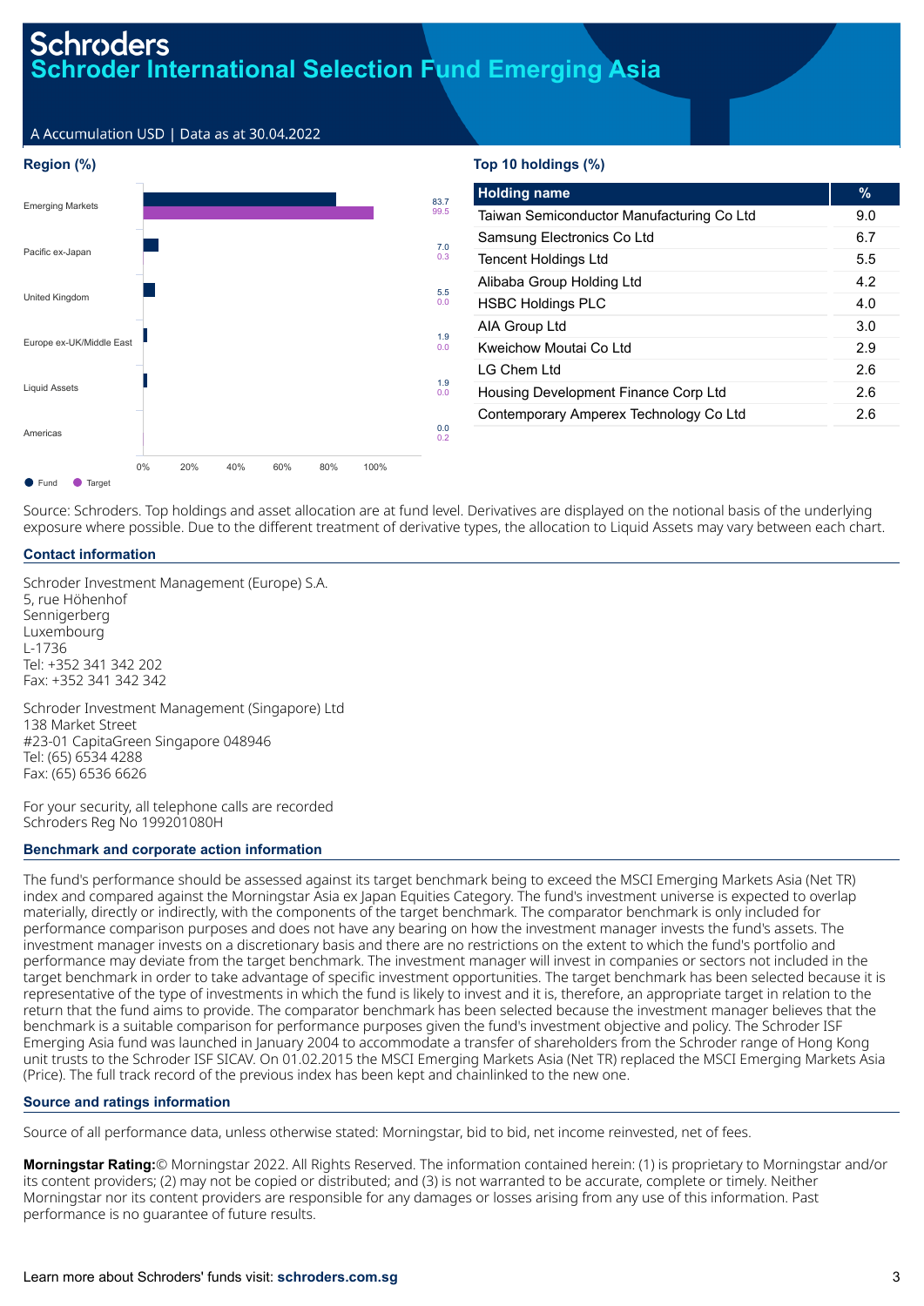# Schroders
## Schroder International Selection Fund Emerging Asia

A Accumulation USD | Data as at 30.04.2022

### Region (%)

| Region | Fund | Target |
|---|---|---|
| Emerging Markets | 83.7 | 99.5 |
| Pacific ex-Japan | 7.0 | 0.3 |
| United Kingdom | 5.5 | 0.0 |
| Europe ex-UK/Middle East | 1.9 | 0.0 |
| Liquid Assets | 1.9 | 0.0 |
| Americas | 0.0 | 0.2 |

### Top 10 holdings (%)

| Holding name | % |
|---|---|
| Taiwan Semiconductor Manufacturing Co Ltd | 9.0 |
| Samsung Electronics Co Ltd | 6.7 |
| Tencent Holdings Ltd | 5.5 |
| Alibaba Group Holding Ltd | 4.2 |
| HSBC Holdings PLC | 4.0 |
| AIA Group Ltd | 3.0 |
| Kweichow Moutai Co Ltd | 2.9 |
| LG Chem Ltd | 2.6 |
| Housing Development Finance Corp Ltd | 2.6 |
| Contemporary Amperex Technology Co Ltd | 2.6 |

Source: Schroders. Top holdings and asset allocation are at fund level. Derivatives are displayed on the notional basis of the underlying exposure where possible. Due to the different treatment of derivative types, the allocation to Liquid Assets may vary between each chart.

### Contact information

Schroder Investment Management (Europe) S.A.
5, rue Höhenhof
Sennigerberg
Luxembourg
L-1736
Tel: +352 341 342 202
Fax: +352 341 342 342

Schroder Investment Management (Singapore) Ltd
138 Market Street
#23-01 CapitaGreen Singapore 048946
Tel: (65) 6534 4288
Fax: (65) 6536 6626

For your security, all telephone calls are recorded
Schroders Reg No 199201080H

### Benchmark and corporate action information

The fund's performance should be assessed against its target benchmark being to exceed the MSCI Emerging Markets Asia (Net TR) index and compared against the Morningstar Asia ex Japan Equities Category. The fund's investment universe is expected to overlap materially, directly or indirectly, with the components of the target benchmark. The comparator benchmark is only included for performance comparison purposes and does not have any bearing on how the investment manager invests the fund's assets. The investment manager invests on a discretionary basis and there are no restrictions on the extent to which the fund's portfolio and performance may deviate from the target benchmark. The investment manager will invest in companies or sectors not included in the target benchmark in order to take advantage of specific investment opportunities. The target benchmark has been selected because it is representative of the type of investments in which the fund is likely to invest and it is, therefore, an appropriate target in relation to the return that the fund aims to provide. The comparator benchmark has been selected because the investment manager believes that the benchmark is a suitable comparison for performance purposes given the fund's investment objective and policy. The Schroder ISF Emerging Asia fund was launched in January 2004 to accommodate a transfer of shareholders from the Schroder range of Hong Kong unit trusts to the Schroder ISF SICAV. On 01.02.2015 the MSCI Emerging Markets Asia (Net TR) replaced the MSCI Emerging Markets Asia (Price). The full track record of the previous index has been kept and chainlinked to the new one.

### Source and ratings information

Source of all performance data, unless otherwise stated: Morningstar, bid to bid, net income reinvested, net of fees.

**Morningstar Rating:**© Morningstar 2022. All Rights Reserved. The information contained herein: (1) is proprietary to Morningstar and/or its content providers; (2) may not be copied or distributed; and (3) is not warranted to be accurate, complete or timely. Neither Morningstar nor its content providers are responsible for any damages or losses arising from any use of this information. Past performance is no guarantee of future results.

Learn more about Schroders' funds visit: **schroders.com.sg**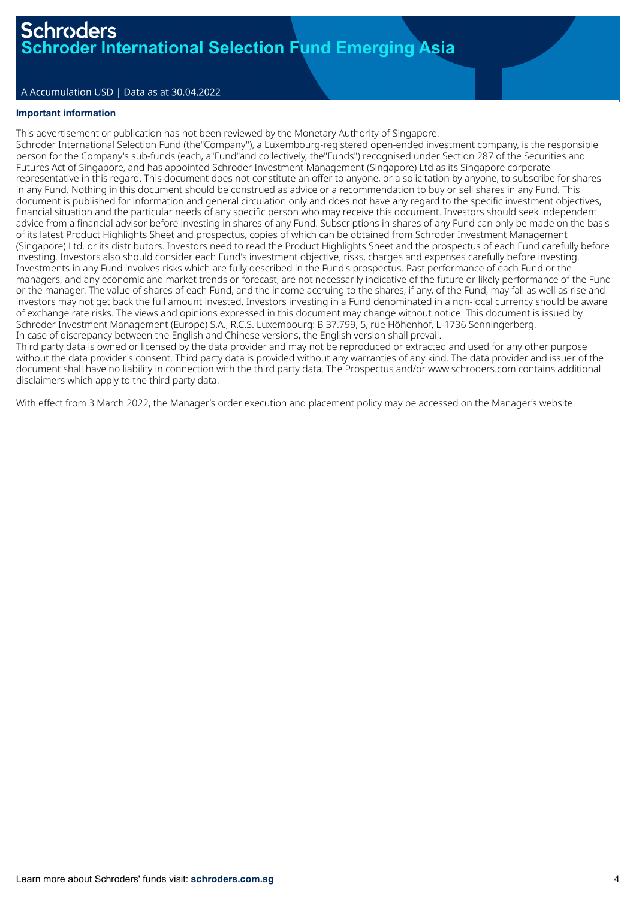# Schroders

## Schroder International Selection Fund Emerging Asia

A Accumulation USD | Data as at 30.04.2022

### Important information

This advertisement or publication has not been reviewed by the Monetary Authority of Singapore.
Schroder International Selection Fund (the"Company"), a Luxembourg-registered open-ended investment company, is the responsible person for the Company's sub-funds (each, a"Fund"and collectively, the"Funds") recognised under Section 287 of the Securities and Futures Act of Singapore, and has appointed Schroder Investment Management (Singapore) Ltd as its Singapore corporate representative in this regard. This document does not constitute an offer to anyone, or a solicitation by anyone, to subscribe for shares in any Fund. Nothing in this document should be construed as advice or a recommendation to buy or sell shares in any Fund. This document is published for information and general circulation only and does not have any regard to the specific investment objectives, financial situation and the particular needs of any specific person who may receive this document. Investors should seek independent advice from a financial advisor before investing in shares of any Fund. Subscriptions in shares of any Fund can only be made on the basis of its latest Product Highlights Sheet and prospectus, copies of which can be obtained from Schroder Investment Management (Singapore) Ltd. or its distributors. Investors need to read the Product Highlights Sheet and the prospectus of each Fund carefully before investing. Investors also should consider each Fund's investment objective, risks, charges and expenses carefully before investing. Investments in any Fund involves risks which are fully described in the Fund's prospectus. Past performance of each Fund or the managers, and any economic and market trends or forecast, are not necessarily indicative of the future or likely performance of the Fund or the manager. The value of shares of each Fund, and the income accruing to the shares, if any, of the Fund, may fall as well as rise and investors may not get back the full amount invested. Investors investing in a Fund denominated in a non-local currency should be aware of exchange rate risks. The views and opinions expressed in this document may change without notice. This document is issued by Schroder Investment Management (Europe) S.A., R.C.S. Luxembourg: B 37.799, 5, rue Höhenhof, L-1736 Senningerberg.
In case of discrepancy between the English and Chinese versions, the English version shall prevail.
Third party data is owned or licensed by the data provider and may not be reproduced or extracted and used for any other purpose without the data provider's consent. Third party data is provided without any warranties of any kind. The data provider and issuer of the document shall have no liability in connection with the third party data. The Prospectus and/or www.schroders.com contains additional disclaimers which apply to the third party data.

With effect from 3 March 2022, the Manager's order execution and placement policy may be accessed on the Manager's website.

Learn more about Schroders' funds visit: **schroders.com.sg**